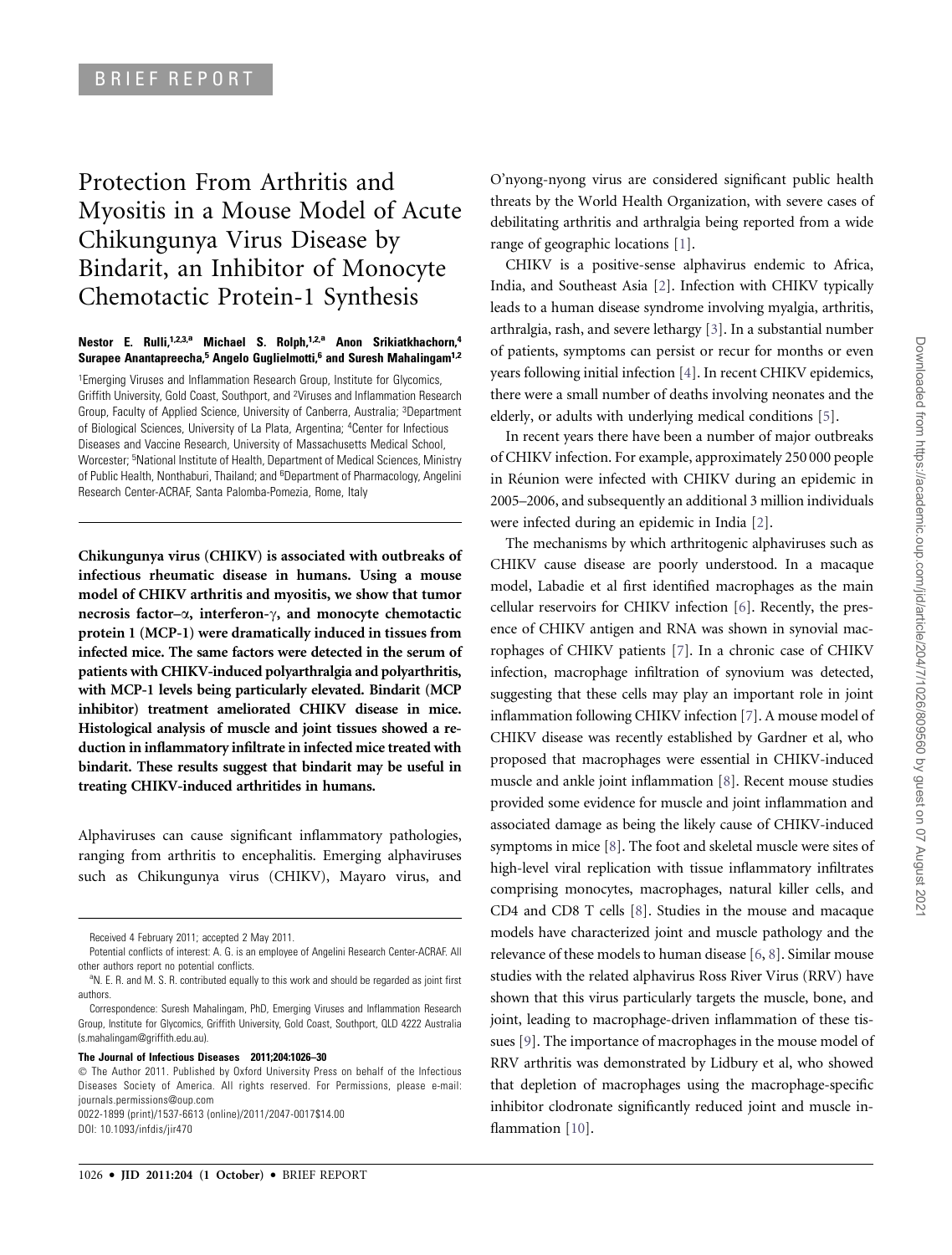BRIEF REPORT

# Protection From Arthritis and Myositis in a Mouse Model of Acute Chikungunya Virus Disease by Bindarit, an Inhibitor of Monocyte Chemotactic Protein-1 Synthesis

**Nestor E. Rulli,[1,2,3,a] Michael S. Rolph,[1,2,a] Anon Srikiatkhachorn,[4] Surapee Anantapreecha,[5] Angelo Guglielmotti,[6] and Suresh Mahalingam[1,2]**

[1]Emerging Viruses and Inflammation Research Group, Institute for Glycomics, Griffith University, Gold Coast, Southport, and [2]Viruses and Inflammation Research Group, Faculty of Applied Science, University of Canberra, Australia; [3]Department of Biological Sciences, University of La Plata, Argentina; [4]Center for Infectious Diseases and Vaccine Research, University of Massachusetts Medical School, Worcester; [5]National Institute of Health, Department of Medical Sciences, Ministry of Public Health, Nonthaburi, Thailand; and [6]Department of Pharmacology, Angelini Research Center-ACRAF, Santa Palomba-Pomezia, Rome, Italy

**Chikungunya virus (CHIKV) is associated with outbreaks of infectious rheumatic disease in humans. Using a mouse model of CHIKV arthritis and myositis, we show that tumor necrosis factor–α, interferon-γ, and monocyte chemotactic protein 1 (MCP-1) were dramatically induced in tissues from infected mice. The same factors were detected in the serum of patients with CHIKV-induced polyarthralgia and polyarthritis, with MCP-1 levels being particularly elevated. Bindarit (MCP inhibitor) treatment ameliorated CHIKV disease in mice. Histological analysis of muscle and joint tissues showed a reduction in inflammatory infiltrate in infected mice treated with bindarit. These results suggest that bindarit may be useful in treating CHIKV-induced arthritides in humans.**

Alphaviruses can cause significant inflammatory pathologies, ranging from arthritis to encephalitis. Emerging alphaviruses such as Chikungunya virus (CHIKV), Mayaro virus, and O'nyong-nyong virus are considered significant public health threats by the World Health Organization, with severe cases of debilitating arthritis and arthralgia being reported from a wide range of geographic locations [1].

CHIKV is a positive-sense alphavirus endemic to Africa, India, and Southeast Asia [2]. Infection with CHIKV typically leads to a human disease syndrome involving myalgia, arthritis, arthralgia, rash, and severe lethargy [3]. In a substantial number of patients, symptoms can persist or recur for months or even years following initial infection [4]. In recent CHIKV epidemics, there were a small number of deaths involving neonates and the elderly, or adults with underlying medical conditions [5].

In recent years there have been a number of major outbreaks of CHIKV infection. For example, approximately 250 000 people in Réunion were infected with CHIKV during an epidemic in 2005–2006, and subsequently an additional 3 million individuals were infected during an epidemic in India [2].

The mechanisms by which arthritogenic alphaviruses such as CHIKV cause disease are poorly understood. In a macaque model, Labadie et al first identified macrophages as the main cellular reservoirs for CHIKV infection [6]. Recently, the presence of CHIKV antigen and RNA was shown in synovial macrophages of CHIKV patients [7]. In a chronic case of CHIKV infection, macrophage infiltration of synovium was detected, suggesting that these cells may play an important role in joint inflammation following CHIKV infection [7]. A mouse model of CHIKV disease was recently established by Gardner et al, who proposed that macrophages were essential in CHIKV-induced muscle and ankle joint inflammation [8]. Recent mouse studies provided some evidence for muscle and joint inflammation and associated damage as being the likely cause of CHIKV-induced symptoms in mice [8]. The foot and skeletal muscle were sites of high-level viral replication with tissue inflammatory infiltrates comprising monocytes, macrophages, natural killer cells, and CD4 and CD8 T cells [8]. Studies in the mouse and macaque models have characterized joint and muscle pathology and the relevance of these models to human disease [6, 8]. Similar mouse studies with the related alphavirus Ross River Virus (RRV) have shown that this virus particularly targets the muscle, bone, and joint, leading to macrophage-driven inflammation of these tissues [9]. The importance of macrophages in the mouse model of RRV arthritis was demonstrated by Lidbury et al, who showed that depletion of macrophages using the macrophage-specific inhibitor clodronate significantly reduced joint and muscle inflammation [10].

Received 4 February 2011; accepted 2 May 2011.

Potential conflicts of interest: A. G. is an employee of Angelini Research Center-ACRAF. All other authors report no potential conflicts.

[a]N. E. R. and M. S. R. contributed equally to this work and should be regarded as joint first authors.

Correspondence: Suresh Mahalingam, PhD, Emerging Viruses and Inflammation Research Group, Institute for Glycomics, Griffith University, Gold Coast, Southport, QLD 4222 Australia (s.mahalingam@griffith.edu.au).

**The Journal of Infectious Diseases 2011;204:1026–30**

© The Author 2011. Published by Oxford University Press on behalf of the Infectious Diseases Society of America. All rights reserved. For Permissions, please e-mail: journals.permissions@oup.com

0022-1899 (print)/1537-6613 (online)/2011/2047-0017$14.00

DOI: 10.1093/infdis/jir470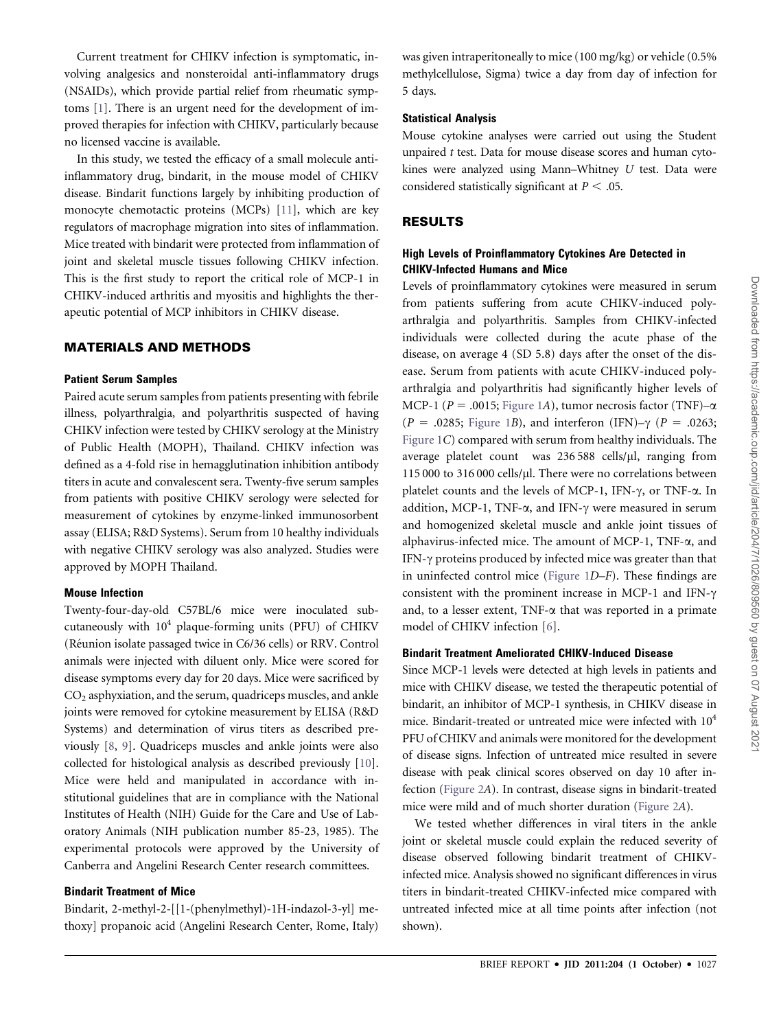Current treatment for CHIKV infection is symptomatic, involving analgesics and nonsteroidal anti-inflammatory drugs (NSAIDs), which provide partial relief from rheumatic symptoms [1]. There is an urgent need for the development of improved therapies for infection with CHIKV, particularly because no licensed vaccine is available.

In this study, we tested the efficacy of a small molecule anti-inflammatory drug, bindarit, in the mouse model of CHIKV disease. Bindarit functions largely by inhibiting production of monocyte chemotactic proteins (MCPs) [11], which are key regulators of macrophage migration into sites of inflammation. Mice treated with bindarit were protected from inflammation of joint and skeletal muscle tissues following CHIKV infection. This is the first study to report the critical role of MCP-1 in CHIKV-induced arthritis and myositis and highlights the therapeutic potential of MCP inhibitors in CHIKV disease.

## MATERIALS AND METHODS

### Patient Serum Samples

Paired acute serum samples from patients presenting with febrile illness, polyarthralgia, and polyarthritis suspected of having CHIKV infection were tested by CHIKV serology at the Ministry of Public Health (MOPH), Thailand. CHIKV infection was defined as a 4-fold rise in hemagglutination inhibition antibody titers in acute and convalescent sera. Twenty-five serum samples from patients with positive CHIKV serology were selected for measurement of cytokines by enzyme-linked immunosorbent assay (ELISA; R&D Systems). Serum from 10 healthy individuals with negative CHIKV serology was also analyzed. Studies were approved by MOPH Thailand.

### Mouse Infection

Twenty-four-day-old C57BL/6 mice were inoculated subcutaneously with $10^4$ plaque-forming units (PFU) of CHIKV (Réunion isolate passaged twice in C6/36 cells) or RRV. Control animals were injected with diluent only. Mice were scored for disease symptoms every day for 20 days. Mice were sacrificed by $CO_2$ asphyxiation, and the serum, quadriceps muscles, and ankle joints were removed for cytokine measurement by ELISA (R&D Systems) and determination of virus titers as described previously [8, 9]. Quadriceps muscles and ankle joints were also collected for histological analysis as described previously [10]. Mice were held and manipulated in accordance with institutional guidelines that are in compliance with the National Institutes of Health (NIH) Guide for the Care and Use of Laboratory Animals (NIH publication number 85-23, 1985). The experimental protocols were approved by the University of Canberra and Angelini Research Center research committees.

### Bindarit Treatment of Mice

Bindarit, 2-methyl-2-[[1-(phenylmethyl)-1H-indazol-3-yl] methoxy] propanoic acid (Angelini Research Center, Rome, Italy) was given intraperitoneally to mice (100 mg/kg) or vehicle (0.5% methylcellulose, Sigma) twice a day from day of infection for 5 days.

### Statistical Analysis

Mouse cytokine analyses were carried out using the Student unpaired *t* test. Data for mouse disease scores and human cytokines were analyzed using Mann–Whitney *U* test. Data were considered statistically significant at $P < .05$.

## RESULTS

### High Levels of Proinflammatory Cytokines Are Detected in CHIKV-Infected Humans and Mice

Levels of proinflammatory cytokines were measured in serum from patients suffering from acute CHIKV-induced polyarthralgia and polyarthritis. Samples from CHIKV-infected individuals were collected during the acute phase of the disease, on average 4 (SD 5.8) days after the onset of the disease. Serum from patients with acute CHIKV-induced polyarthralgia and polyarthritis had significantly higher levels of MCP-1 ($P = .0015$; Figure 1*A*), tumor necrosis factor (TNF)–α ($P = .0285$; Figure 1*B*), and interferon (IFN)–γ ($P = .0263$; Figure 1*C*) compared with serum from healthy individuals. The average platelet count was 236 588 cells/μl, ranging from 115 000 to 316 000 cells/μl. There were no correlations between platelet counts and the levels of MCP-1, IFN-γ, or TNF-α. In addition, MCP-1, TNF-α, and IFN-γ were measured in serum and homogenized skeletal muscle and ankle joint tissues of alphavirus-infected mice. The amount of MCP-1, TNF-α, and IFN-γ proteins produced by infected mice was greater than that in uninfected control mice (Figure 1*D*–*F*). These findings are consistent with the prominent increase in MCP-1 and IFN-γ and, to a lesser extent, TNF-α that was reported in a primate model of CHIKV infection [6].

### Bindarit Treatment Ameliorated CHIKV-Induced Disease

Since MCP-1 levels were detected at high levels in patients and mice with CHIKV disease, we tested the therapeutic potential of bindarit, an inhibitor of MCP-1 synthesis, in CHIKV disease in mice. Bindarit-treated or untreated mice were infected with $10^4$ PFU of CHIKV and animals were monitored for the development of disease signs. Infection of untreated mice resulted in severe disease with peak clinical scores observed on day 10 after infection (Figure 2*A*). In contrast, disease signs in bindarit-treated mice were mild and of much shorter duration (Figure 2*A*).

We tested whether differences in viral titers in the ankle joint or skeletal muscle could explain the reduced severity of disease observed following bindarit treatment of CHIKV-infected mice. Analysis showed no significant differences in virus titers in bindarit-treated CHIKV-infected mice compared with untreated infected mice at all time points after infection (not shown).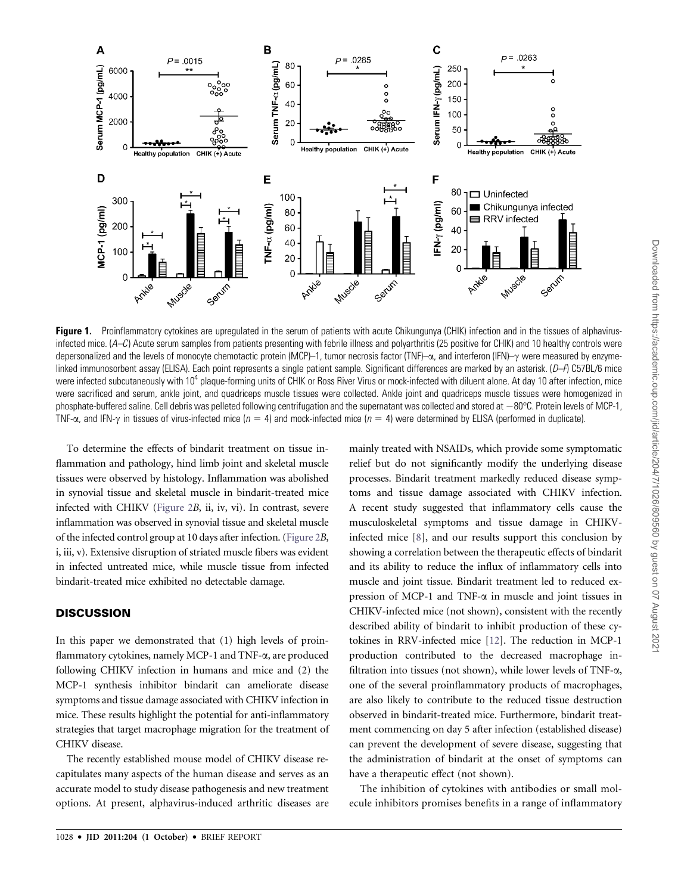**Figure 1.** Proinflammatory cytokines are upregulated in the serum of patients with acute Chikungunya (CHIK) infection and in the tissues of alphavirus-infected mice. (*A–C*) Acute serum samples from patients presenting with febrile illness and polyarthritis (25 positive for CHIK) and 10 healthy controls were depersonalized and the levels of monocyte chemotactic protein (MCP)–1, tumor necrosis factor (TNF)–α, and interferon (IFN)–γ were measured by enzyme-linked immunosorbent assay (ELISA). Each point represents a single patient sample. Significant differences are marked by an asterisk. (*D–F*) C57BL/6 mice were infected subcutaneously with $10^4$ plaque-forming units of CHIK or Ross River Virus or mock-infected with diluent alone. At day 10 after infection, mice were sacrificed and serum, ankle joint, and quadriceps muscle tissues were collected. Ankle joint and quadriceps muscle tissues were homogenized in phosphate-buffered saline. Cell debris was pelleted following centrifugation and the supernatant was collected and stored at −80°C. Protein levels of MCP-1, TNF-α, and IFN-γ in tissues of virus-infected mice ($n = 4$) and mock-infected mice ($n = 4$) were determined by ELISA (performed in duplicate).

To determine the effects of bindarit treatment on tissue inflammation and pathology, hind limb joint and skeletal muscle tissues were observed by histology. Inflammation was abolished in synovial tissue and skeletal muscle in bindarit-treated mice infected with CHIKV (Figure 2*B*, ii, iv, vi). In contrast, severe inflammation was observed in synovial tissue and skeletal muscle of the infected control group at 10 days after infection. (Figure 2*B*, i, iii, v). Extensive disruption of striated muscle fibers was evident in infected untreated mice, while muscle tissue from infected bindarit-treated mice exhibited no detectable damage.

## DISCUSSION

In this paper we demonstrated that (1) high levels of proinflammatory cytokines, namely MCP-1 and TNF-α, are produced following CHIKV infection in humans and mice and (2) the MCP-1 synthesis inhibitor bindarit can ameliorate disease symptoms and tissue damage associated with CHIKV infection in mice. These results highlight the potential for anti-inflammatory strategies that target macrophage migration for the treatment of CHIKV disease.

The recently established mouse model of CHIKV disease recapitulates many aspects of the human disease and serves as an accurate model to study disease pathogenesis and new treatment options. At present, alphavirus-induced arthritic diseases are mainly treated with NSAIDs, which provide some symptomatic relief but do not significantly modify the underlying disease processes. Bindarit treatment markedly reduced disease symptoms and tissue damage associated with CHIKV infection. A recent study suggested that inflammatory cells cause the musculoskeletal symptoms and tissue damage in CHIKV-infected mice [8], and our results support this conclusion by showing a correlation between the therapeutic effects of bindarit and its ability to reduce the influx of inflammatory cells into muscle and joint tissue. Bindarit treatment led to reduced expression of MCP-1 and TNF-α in muscle and joint tissues in CHIKV-infected mice (not shown), consistent with the recently described ability of bindarit to inhibit production of these cytokines in RRV-infected mice [12]. The reduction in MCP-1 production contributed to the decreased macrophage infiltration into tissues (not shown), while lower levels of TNF-α, one of the several proinflammatory products of macrophages, are also likely to contribute to the reduced tissue destruction observed in bindarit-treated mice. Furthermore, bindarit treatment commencing on day 5 after infection (established disease) can prevent the development of severe disease, suggesting that the administration of bindarit at the onset of symptoms can have a therapeutic effect (not shown).

The inhibition of cytokines with antibodies or small molecule inhibitors promises benefits in a range of inflammatory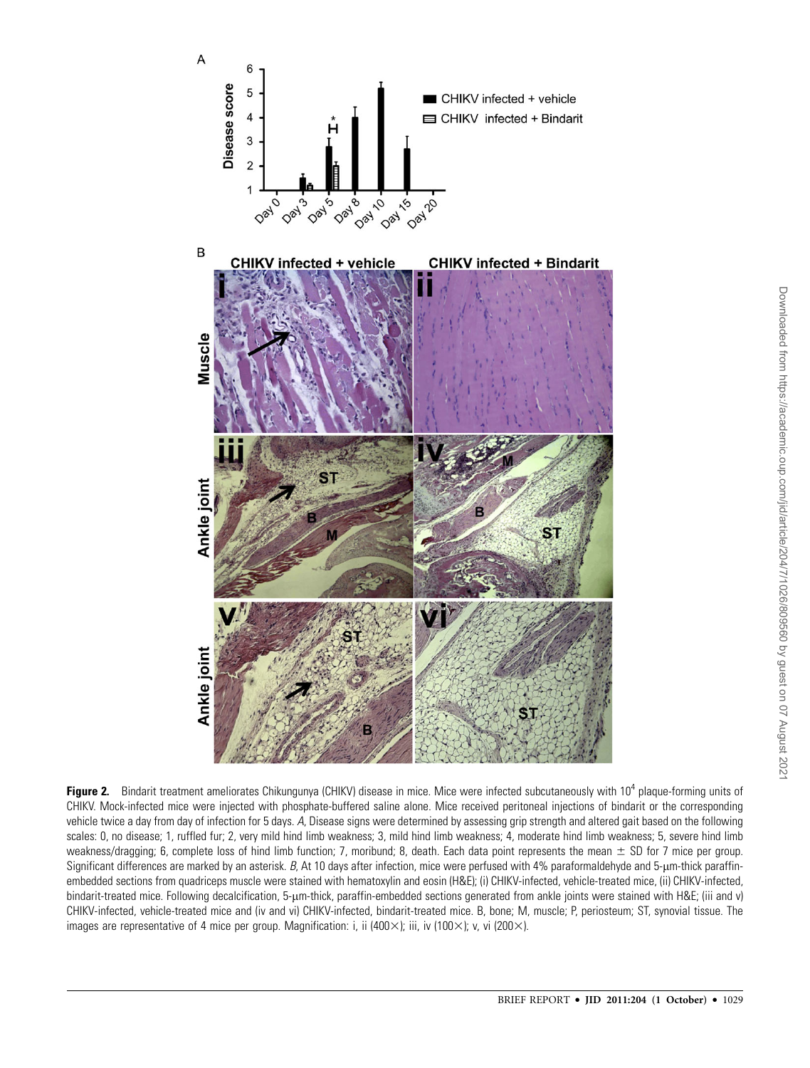**Figure 2.** Bindarit treatment ameliorates Chikungunya (CHIKV) disease in mice. Mice were infected subcutaneously with $10^4$ plaque-forming units of CHIKV. Mock-infected mice were injected with phosphate-buffered saline alone. Mice received peritoneal injections of bindarit or the corresponding vehicle twice a day from day of infection for 5 days. *A*, Disease signs were determined by assessing grip strength and altered gait based on the following scales: 0, no disease; 1, ruffled fur; 2, very mild hind limb weakness; 3, mild hind limb weakness; 4, moderate hind limb weakness; 5, severe hind limb weakness/dragging; 6, complete loss of hind limb function; 7, moribund; 8, death. Each data point represents the mean ± SD for 7 mice per group. Significant differences are marked by an asterisk. *B*, At 10 days after infection, mice were perfused with 4% paraformaldehyde and 5-μm-thick paraffin-embedded sections from quadriceps muscle were stained with hematoxylin and eosin (H&E); (i) CHIKV-infected, vehicle-treated mice, (ii) CHIKV-infected, bindarit-treated mice. Following decalcification, 5-μm-thick, paraffin-embedded sections generated from ankle joints were stained with H&E; (iii and v) CHIKV-infected, vehicle-treated mice and (iv and vi) CHIKV-infected, bindarit-treated mice. B, bone; M, muscle; P, periosteum; ST, synovial tissue. The images are representative of 4 mice per group. Magnification: i, ii (400×); iii, iv (100×); v, vi (200×).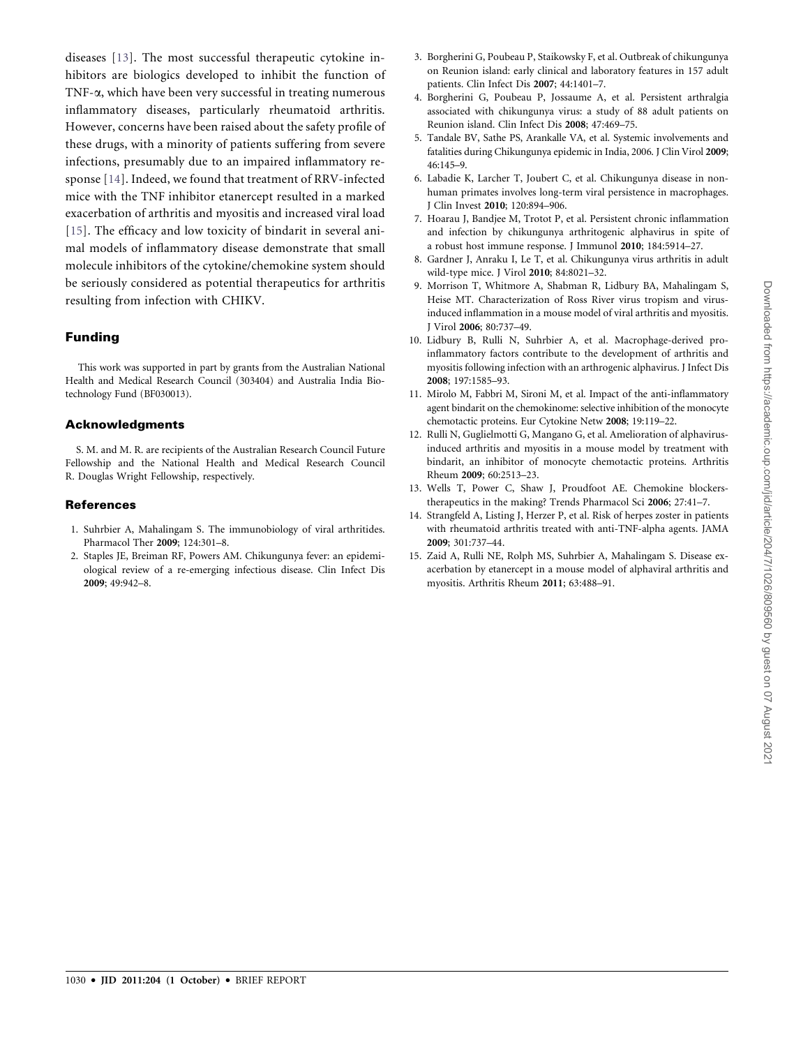diseases [13]. The most successful therapeutic cytokine inhibitors are biologics developed to inhibit the function of TNF-α, which have been very successful in treating numerous inflammatory diseases, particularly rheumatoid arthritis. However, concerns have been raised about the safety profile of these drugs, with a minority of patients suffering from severe infections, presumably due to an impaired inflammatory response [14]. Indeed, we found that treatment of RRV-infected mice with the TNF inhibitor etanercept resulted in a marked exacerbation of arthritis and myositis and increased viral load [15]. The efficacy and low toxicity of bindarit in several animal models of inflammatory disease demonstrate that small molecule inhibitors of the cytokine/chemokine system should be seriously considered as potential therapeutics for arthritis resulting from infection with CHIKV.

## Funding

This work was supported in part by grants from the Australian National Health and Medical Research Council (303404) and Australia India Biotechnology Fund (BF030013).

## Acknowledgments

S. M. and M. R. are recipients of the Australian Research Council Future Fellowship and the National Health and Medical Research Council R. Douglas Wright Fellowship, respectively.

## References

1. Suhrbier A, Mahalingam S. The immunobiology of viral arthritides. Pharmacol Ther **2009**; 124:301–8.
2. Staples JE, Breiman RF, Powers AM. Chikungunya fever: an epidemiological review of a re-emerging infectious disease. Clin Infect Dis **2009**; 49:942–8.
3. Borgherini G, Poubeau P, Staikowsky F, et al. Outbreak of chikungunya on Reunion island: early clinical and laboratory features in 157 adult patients. Clin Infect Dis **2007**; 44:1401–7.
4. Borgherini G, Poubeau P, Jossaume A, et al. Persistent arthralgia associated with chikungunya virus: a study of 88 adult patients on Reunion island. Clin Infect Dis **2008**; 47:469–75.
5. Tandale BV, Sathe PS, Arankalle VA, et al. Systemic involvements and fatalities during Chikungunya epidemic in India, 2006. J Clin Virol **2009**; 46:145–9.
6. Labadie K, Larcher T, Joubert C, et al. Chikungunya disease in nonhuman primates involves long-term viral persistence in macrophages. J Clin Invest **2010**; 120:894–906.
7. Hoarau J, Bandjee M, Trotot P, et al. Persistent chronic inflammation and infection by chikungunya arthritogenic alphavirus in spite of a robust host immune response. J Immunol **2010**; 184:5914–27.
8. Gardner J, Anraku I, Le T, et al. Chikungunya virus arthritis in adult wild-type mice. J Virol **2010**; 84:8021–32.
9. Morrison T, Whitmore A, Shabman R, Lidbury BA, Mahalingam S, Heise MT. Characterization of Ross River virus tropism and virus-induced inflammation in a mouse model of viral arthritis and myositis. J Virol **2006**; 80:737–49.
10. Lidbury B, Rulli N, Suhrbier A, et al. Macrophage-derived proinflammatory factors contribute to the development of arthritis and myositis following infection with an arthrogenic alphavirus. J Infect Dis **2008**; 197:1585–93.
11. Mirolo M, Fabbri M, Sironi M, et al. Impact of the anti-inflammatory agent bindarit on the chemokinome: selective inhibition of the monocyte chemotactic proteins. Eur Cytokine Netw **2008**; 19:119–22.
12. Rulli N, Guglielmotti G, Mangano G, et al. Amelioration of alphavirus-induced arthritis and myositis in a mouse model by treatment with bindarit, an inhibitor of monocyte chemotactic proteins. Arthritis Rheum **2009**; 60:2513–23.
13. Wells T, Power C, Shaw J, Proudfoot AE. Chemokine blockers-therapeutics in the making? Trends Pharmacol Sci **2006**; 27:41–7.
14. Strangfeld A, Listing J, Herzer P, et al. Risk of herpes zoster in patients with rheumatoid arthritis treated with anti-TNF-alpha agents. JAMA **2009**; 301:737–44.
15. Zaid A, Rulli NE, Rolph MS, Suhrbier A, Mahalingam S. Disease exacerbation by etanercept in a mouse model of alphaviral arthritis and myositis. Arthritis Rheum **2011**; 63:488–91.